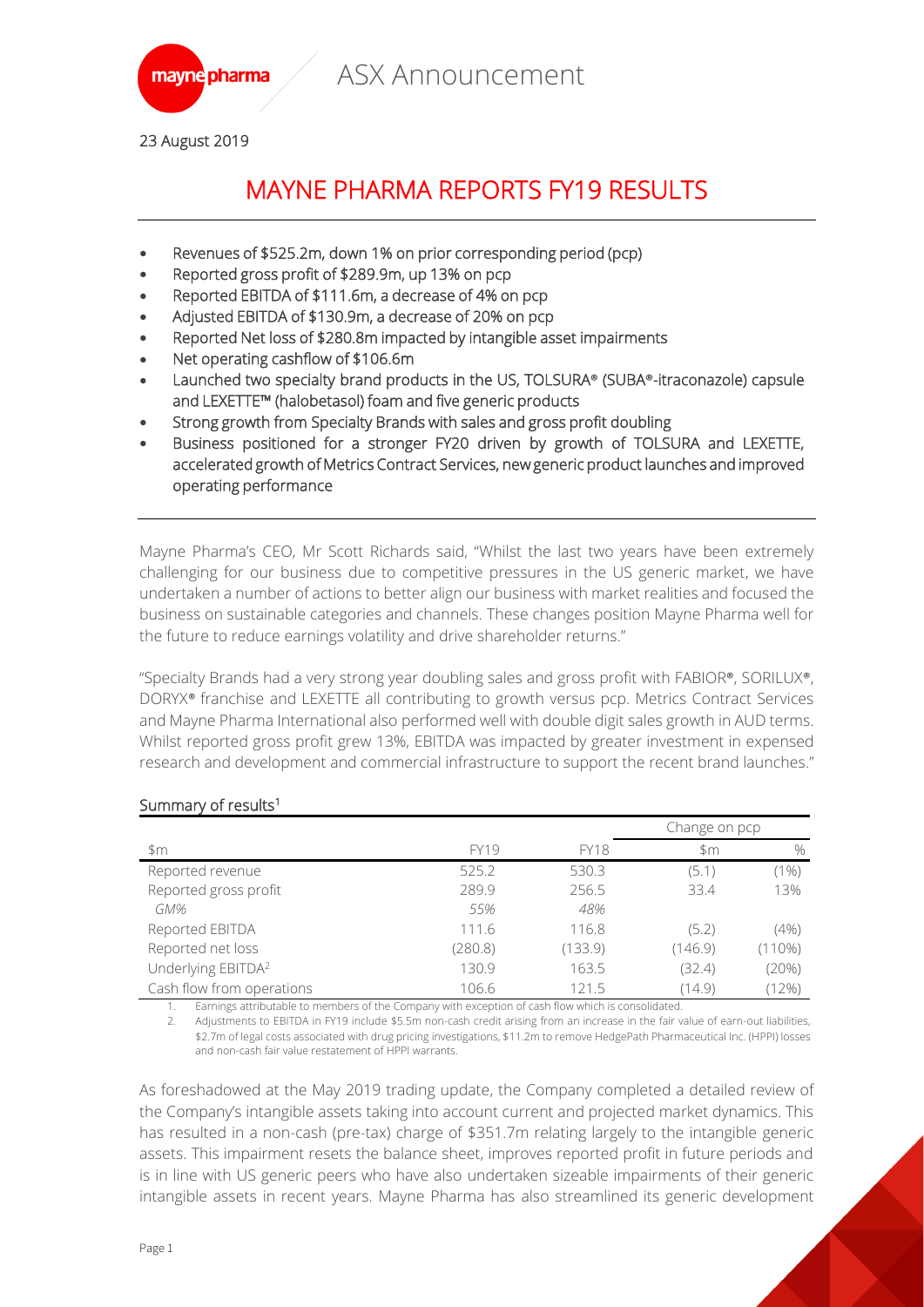ASX Announcement

23 August 2019

# MAYNE PHARMA REPORTS FY19 RESULTS

- Revenues of $525.2m, down 1% on prior corresponding period (pcp)
- Reported gross profit of $289.9m, up 13% on pcp
- Reported EBITDA of $111.6m, a decrease of 4% on pcp
- Adjusted EBITDA of $130.9m, a decrease of 20% on pcp
- Reported Net loss of $280.8m impacted by intangible asset impairments
- Net operating cashflow of $106.6m
- Launched two specialty brand products in the US, TOLSURA® (SUBA®-itraconazole) capsule and LEXETTE™ (halobetasol) foam and five generic products
- Strong growth from Specialty Brands with sales and gross profit doubling
- Business positioned for a stronger FY20 driven by growth of TOLSURA and LEXETTE, accelerated growth of Metrics Contract Services, new generic product launches and improved operating performance

Mayne Pharma's CEO, Mr Scott Richards said, "Whilst the last two years have been extremely challenging for our business due to competitive pressures in the US generic market, we have undertaken a number of actions to better align our business with market realities and focused the business on sustainable categories and channels. These changes position Mayne Pharma well for the future to reduce earnings volatility and drive shareholder returns."

"Specialty Brands had a very strong year doubling sales and gross profit with FABIOR®, SORILUX®, DORYX® franchise and LEXETTE all contributing to growth versus pcp. Metrics Contract Services and Mayne Pharma International also performed well with double digit sales growth in AUD terms. Whilst reported gross profit grew 13%, EBITDA was impacted by greater investment in expensed research and development and commercial infrastructure to support the recent brand launches."

## Summary of results[1]

| | | | Change on pcp | |
|---|---|---|---|---|
| $m | FY19 | FY18 | $m | % |
| Reported revenue | 525.2 | 530.3 | (5.1) | (1%) |
| Reported gross profit | 289.9 | 256.5 | 33.4 | 13% |
| *GM%* | *55%* | *48%* | | |
| Reported EBITDA | 111.6 | 116.8 | (5.2) | (4%) |
| Reported net loss | (280.8) | (133.9) | (146.9) | (110%) |
| Underlying EBITDA[2] | 130.9 | 163.5 | (32.4) | (20%) |
| Cash flow from operations | 106.6 | 121.5 | (14.9) | (12%) |

1. Earnings attributable to members of the Company with exception of cash flow which is consolidated.
2. Adjustments to EBITDA in FY19 include $5.5m non-cash credit arising from an increase in the fair value of earn-out liabilities, $2.7m of legal costs associated with drug pricing investigations, $11.2m to remove HedgePath Pharmaceutical Inc. (HPPI) losses and non-cash fair value restatement of HPPI warrants.

As foreshadowed at the May 2019 trading update, the Company completed a detailed review of the Company's intangible assets taking into account current and projected market dynamics. This has resulted in a non-cash (pre-tax) charge of $351.7m relating largely to the intangible generic assets. This impairment resets the balance sheet, improves reported profit in future periods and is in line with US generic peers who have also undertaken sizeable impairments of their generic intangible assets in recent years. Mayne Pharma has also streamlined its generic development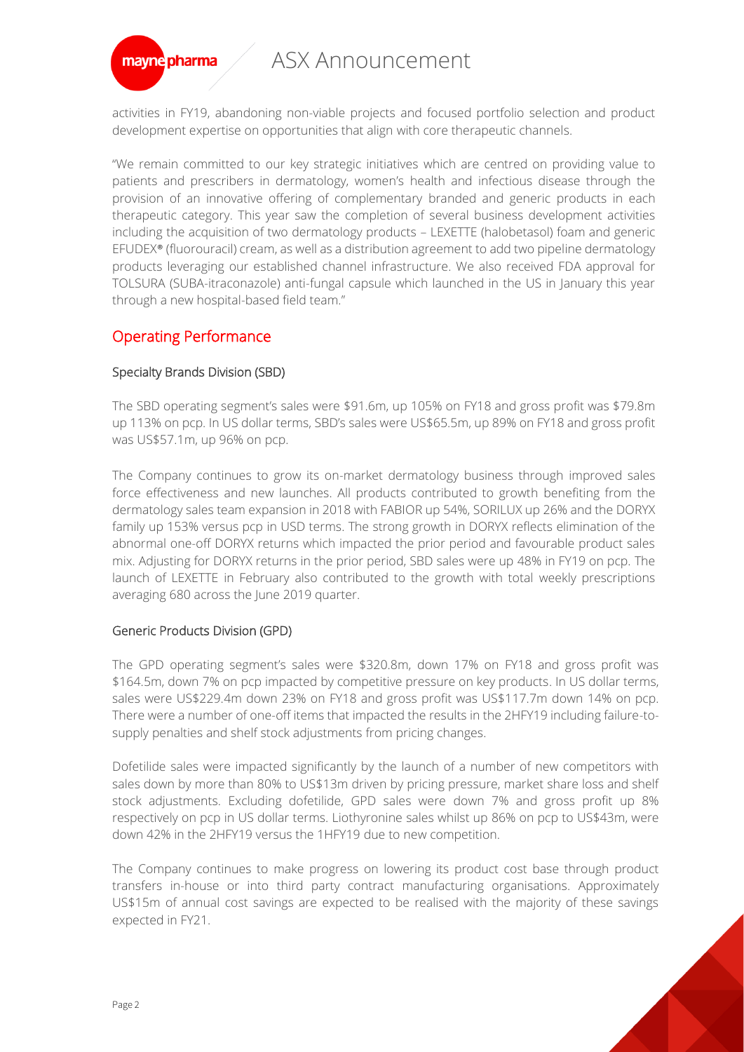activities in FY19, abandoning non-viable projects and focused portfolio selection and product development expertise on opportunities that align with core therapeutic channels.

"We remain committed to our key strategic initiatives which are centred on providing value to patients and prescribers in dermatology, women's health and infectious disease through the provision of an innovative offering of complementary branded and generic products in each therapeutic category. This year saw the completion of several business development activities including the acquisition of two dermatology products – LEXETTE (halobetasol) foam and generic EFUDEX® (fluorouracil) cream, as well as a distribution agreement to add two pipeline dermatology products leveraging our established channel infrastructure. We also received FDA approval for TOLSURA (SUBA-itraconazole) anti-fungal capsule which launched in the US in January this year through a new hospital-based field team."

## Operating Performance

### Specialty Brands Division (SBD)

The SBD operating segment's sales were $91.6m, up 105% on FY18 and gross profit was $79.8m up 113% on pcp. In US dollar terms, SBD's sales were US$65.5m, up 89% on FY18 and gross profit was US$57.1m, up 96% on pcp.

The Company continues to grow its on-market dermatology business through improved sales force effectiveness and new launches. All products contributed to growth benefiting from the dermatology sales team expansion in 2018 with FABIOR up 54%, SORILUX up 26% and the DORYX family up 153% versus pcp in USD terms. The strong growth in DORYX reflects elimination of the abnormal one-off DORYX returns which impacted the prior period and favourable product sales mix. Adjusting for DORYX returns in the prior period, SBD sales were up 48% in FY19 on pcp. The launch of LEXETTE in February also contributed to the growth with total weekly prescriptions averaging 680 across the June 2019 quarter.

### Generic Products Division (GPD)

The GPD operating segment's sales were $320.8m, down 17% on FY18 and gross profit was $164.5m, down 7% on pcp impacted by competitive pressure on key products. In US dollar terms, sales were US$229.4m down 23% on FY18 and gross profit was US$117.7m down 14% on pcp. There were a number of one-off items that impacted the results in the 2HFY19 including failure-to-supply penalties and shelf stock adjustments from pricing changes.

Dofetilide sales were impacted significantly by the launch of a number of new competitors with sales down by more than 80% to US$13m driven by pricing pressure, market share loss and shelf stock adjustments. Excluding dofetilide, GPD sales were down 7% and gross profit up 8% respectively on pcp in US dollar terms. Liothyronine sales whilst up 86% on pcp to US$43m, were down 42% in the 2HFY19 versus the 1HFY19 due to new competition.

The Company continues to make progress on lowering its product cost base through product transfers in-house or into third party contract manufacturing organisations. Approximately US$15m of annual cost savings are expected to be realised with the majority of these savings expected in FY21.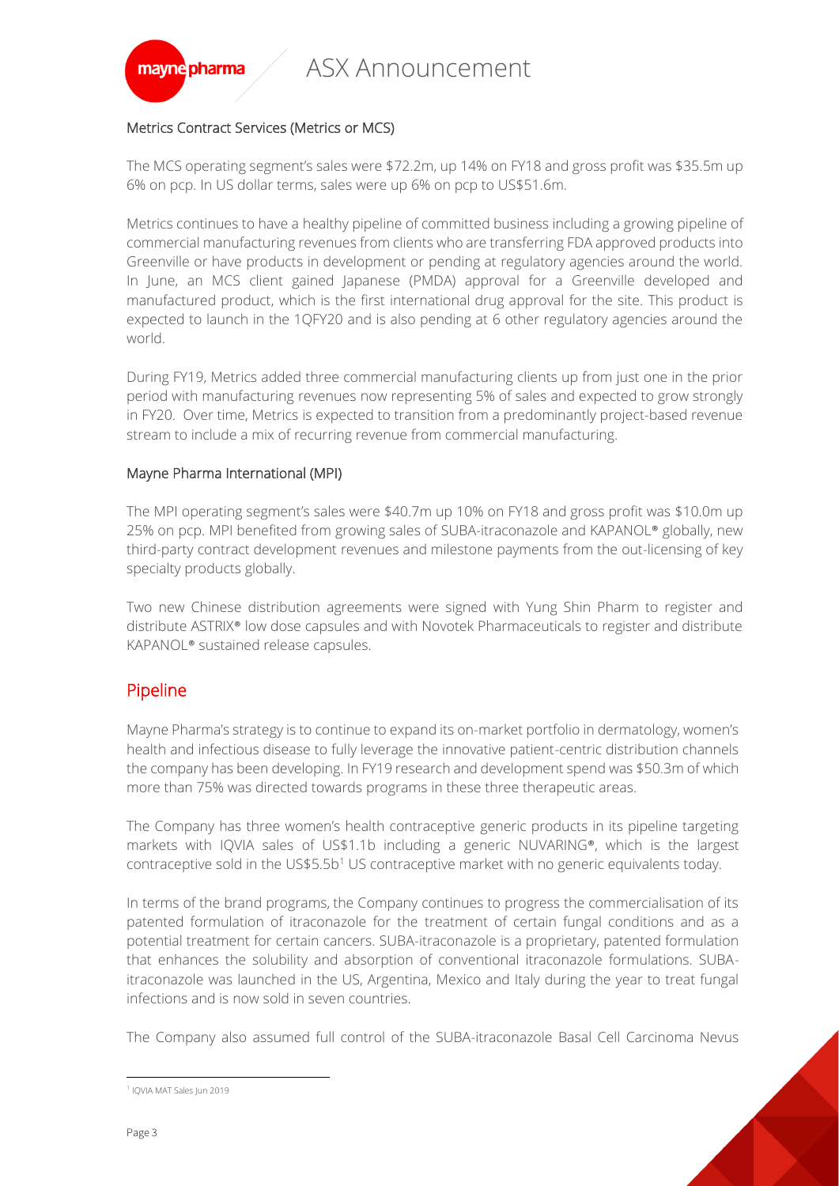### Metrics Contract Services (Metrics or MCS)

The MCS operating segment's sales were $72.2m, up 14% on FY18 and gross profit was $35.5m up 6% on pcp. In US dollar terms, sales were up 6% on pcp to US$51.6m.

Metrics continues to have a healthy pipeline of committed business including a growing pipeline of commercial manufacturing revenues from clients who are transferring FDA approved products into Greenville or have products in development or pending at regulatory agencies around the world. In June, an MCS client gained Japanese (PMDA) approval for a Greenville developed and manufactured product, which is the first international drug approval for the site. This product is expected to launch in the 1QFY20 and is also pending at 6 other regulatory agencies around the world.

During FY19, Metrics added three commercial manufacturing clients up from just one in the prior period with manufacturing revenues now representing 5% of sales and expected to grow strongly in FY20. Over time, Metrics is expected to transition from a predominantly project-based revenue stream to include a mix of recurring revenue from commercial manufacturing.

### Mayne Pharma International (MPI)

The MPI operating segment's sales were $40.7m up 10% on FY18 and gross profit was $10.0m up 25% on pcp. MPI benefited from growing sales of SUBA-itraconazole and KAPANOL® globally, new third-party contract development revenues and milestone payments from the out-licensing of key specialty products globally.

Two new Chinese distribution agreements were signed with Yung Shin Pharm to register and distribute ASTRIX® low dose capsules and with Novotek Pharmaceuticals to register and distribute KAPANOL® sustained release capsules.

## Pipeline

Mayne Pharma's strategy is to continue to expand its on-market portfolio in dermatology, women's health and infectious disease to fully leverage the innovative patient-centric distribution channels the company has been developing. In FY19 research and development spend was $50.3m of which more than 75% was directed towards programs in these three therapeutic areas.

The Company has three women's health contraceptive generic products in its pipeline targeting markets with IQVIA sales of US$1.1b including a generic NUVARING®, which is the largest contraceptive sold in the US$5.5b[1] US contraceptive market with no generic equivalents today.

In terms of the brand programs, the Company continues to progress the commercialisation of its patented formulation of itraconazole for the treatment of certain fungal conditions and as a potential treatment for certain cancers. SUBA-itraconazole is a proprietary, patented formulation that enhances the solubility and absorption of conventional itraconazole formulations. SUBA-itraconazole was launched in the US, Argentina, Mexico and Italy during the year to treat fungal infections and is now sold in seven countries.

The Company also assumed full control of the SUBA-itraconazole Basal Cell Carcinoma Nevus

[1] IQVIA MAT Sales Jun 2019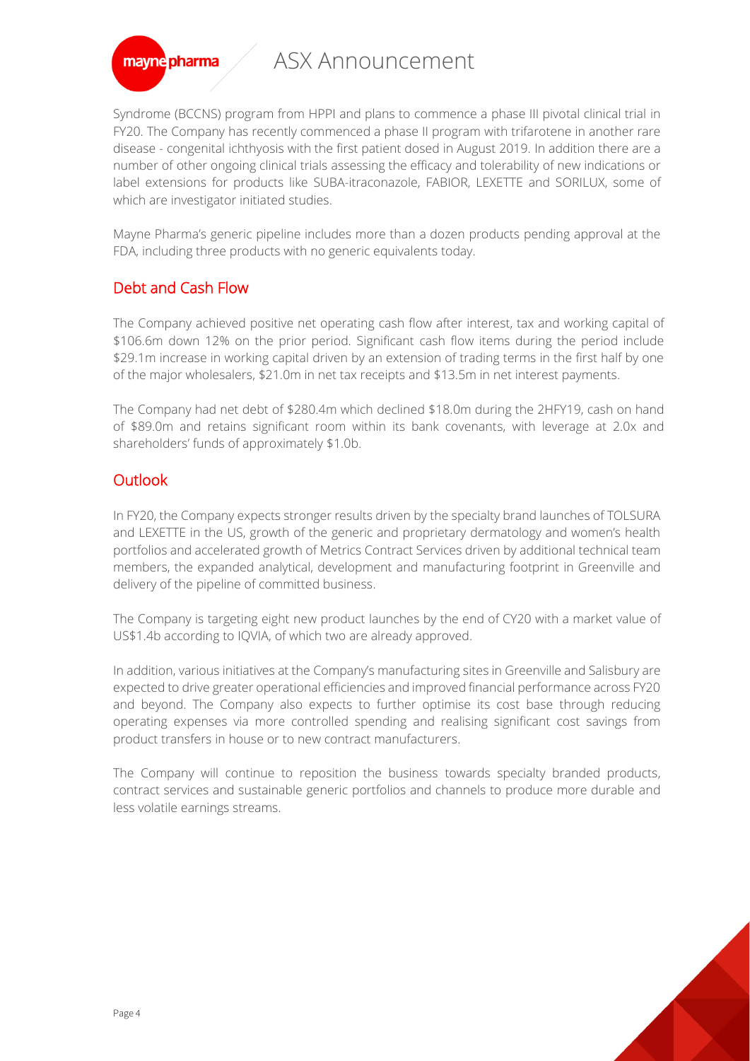Syndrome (BCCNS) program from HPPI and plans to commence a phase III pivotal clinical trial in FY20. The Company has recently commenced a phase II program with trifarotene in another rare disease - congenital ichthyosis with the first patient dosed in August 2019. In addition there are a number of other ongoing clinical trials assessing the efficacy and tolerability of new indications or label extensions for products like SUBA-itraconazole, FABIOR, LEXETTE and SORILUX, some of which are investigator initiated studies.

Mayne Pharma's generic pipeline includes more than a dozen products pending approval at the FDA, including three products with no generic equivalents today.

## Debt and Cash Flow

The Company achieved positive net operating cash flow after interest, tax and working capital of \$106.6m down 12% on the prior period. Significant cash flow items during the period include \$29.1m increase in working capital driven by an extension of trading terms in the first half by one of the major wholesalers, \$21.0m in net tax receipts and \$13.5m in net interest payments.

The Company had net debt of \$280.4m which declined \$18.0m during the 2HFY19, cash on hand of \$89.0m and retains significant room within its bank covenants, with leverage at 2.0x and shareholders' funds of approximately \$1.0b.

## Outlook

In FY20, the Company expects stronger results driven by the specialty brand launches of TOLSURA and LEXETTE in the US, growth of the generic and proprietary dermatology and women's health portfolios and accelerated growth of Metrics Contract Services driven by additional technical team members, the expanded analytical, development and manufacturing footprint in Greenville and delivery of the pipeline of committed business.

The Company is targeting eight new product launches by the end of CY20 with a market value of US\$1.4b according to IQVIA, of which two are already approved.

In addition, various initiatives at the Company's manufacturing sites in Greenville and Salisbury are expected to drive greater operational efficiencies and improved financial performance across FY20 and beyond. The Company also expects to further optimise its cost base through reducing operating expenses via more controlled spending and realising significant cost savings from product transfers in house or to new contract manufacturers.

The Company will continue to reposition the business towards specialty branded products, contract services and sustainable generic portfolios and channels to produce more durable and less volatile earnings streams.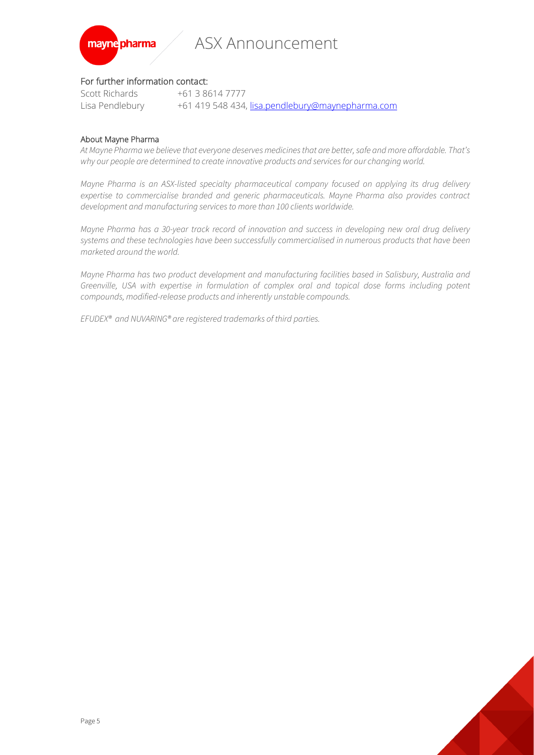### For further information contact:

Scott Richards +61 3 8614 7777
Lisa Pendlebury +61 419 548 434, lisa.pendlebury@maynepharma.com

#### About Mayne Pharma

*At Mayne Pharma we believe that everyone deserves medicines that are better, safe and more affordable. That's why our people are determined to create innovative products and services for our changing world.*

*Mayne Pharma is an ASX-listed specialty pharmaceutical company focused on applying its drug delivery expertise to commercialise branded and generic pharmaceuticals. Mayne Pharma also provides contract development and manufacturing services to more than 100 clients worldwide.*

*Mayne Pharma has a 30-year track record of innovation and success in developing new oral drug delivery systems and these technologies have been successfully commercialised in numerous products that have been marketed around the world.*

*Mayne Pharma has two product development and manufacturing facilities based in Salisbury, Australia and Greenville, USA with expertise in formulation of complex oral and topical dose forms including potent compounds, modified-release products and inherently unstable compounds.*

*EFUDEX® and NUVARING® are registered trademarks of third parties.*